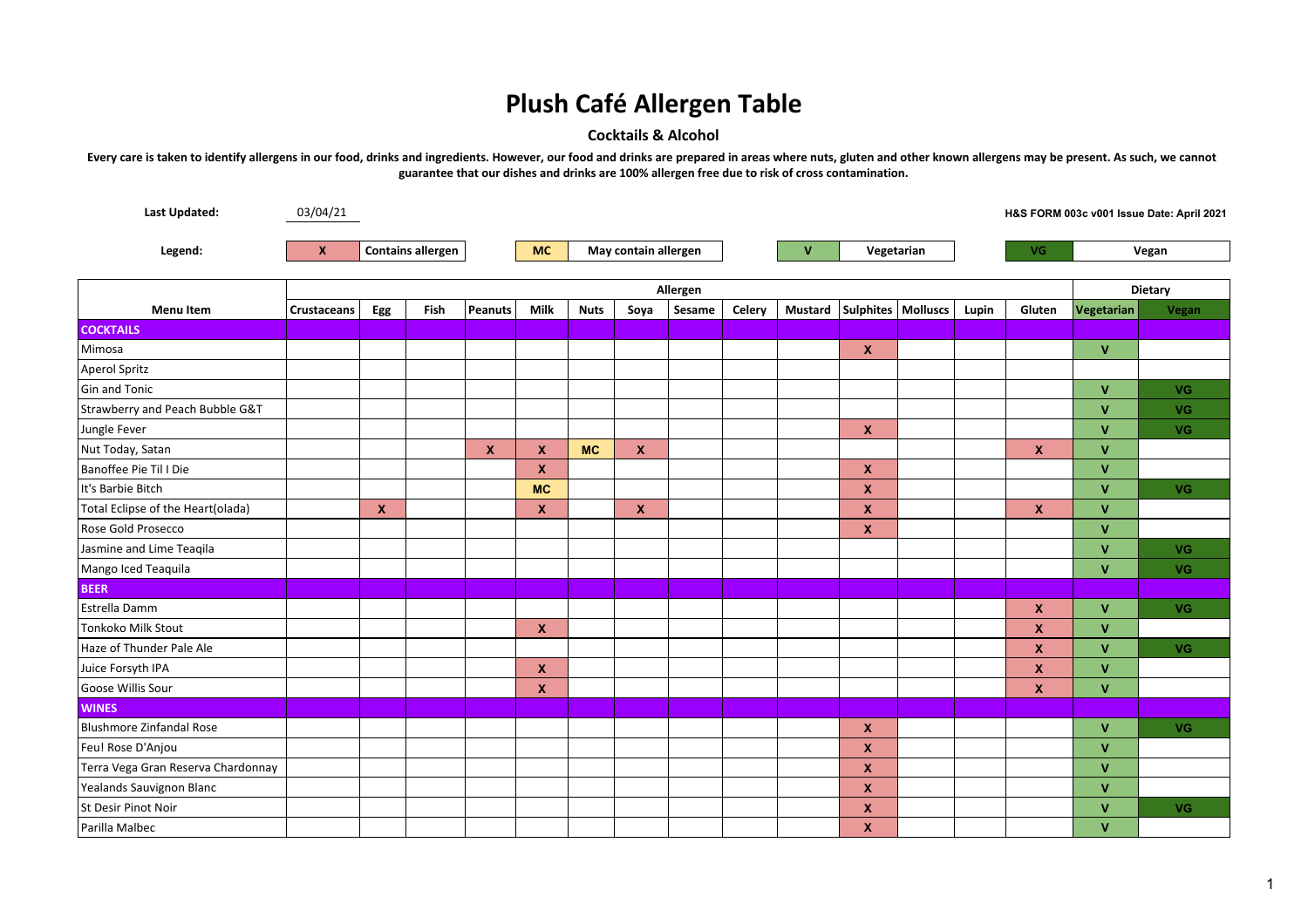# Plush Café Allergen Table

**Cocktails & Alcohol**

**Every care is taken to identify allergens in our food, drinks and ingredients. However, our food and drinks are prepared in areas where nuts, gluten and other known allergens may be present. As such, we cannot guarantee that our dishes and drinks are 100% allergen free due to risk of cross contamination.**

**Last Updated:** 03/04/21

**H&S FORM 003c v001 Issue Date: April 2021**

**Legend:** X = Contains allergen; MC = May contain allergen; V = Vegetarian; VG = Vegan

| Menu Item | Allergen | | | | | | | | | | | | | | Dietary | |
|---|---|---|---|---|---|---|---|---|---|---|---|---|---|---|---|---|
| | Crustaceans | Egg | Fish | Peanuts | Milk | Nuts | Soya | Sesame | Celery | Mustard | Sulphites | Molluscs | Lupin | Gluten | Vegetarian | Vegan |
| **COCKTAILS** | | | | | | | | | | | | | | | | |
| Mimosa | | | | | | | | | | | X | | | | V | |
| Aperol Spritz | | | | | | | | | | | | | | | | |
| Gin and Tonic | | | | | | | | | | | | | | | V | VG |
| Strawberry and Peach Bubble G&T | | | | | | | | | | | | | | | V | VG |
| Jungle Fever | | | | | | | | | | | X | | | | V | VG |
| Nut Today, Satan | | | | X | X | MC | X | | | | | | | X | V | |
| Banoffee Pie Til I Die | | | | | X | | | | | | X | | | | V | |
| It's Barbie Bitch | | | | | MC | | | | | | X | | | | V | VG |
| Total Eclipse of the Heart(olada) | | X | | | X | | X | | | | X | | | X | V | |
| Rose Gold Prosecco | | | | | | | | | | | X | | | | V | |
| Jasmine and Lime Teaqila | | | | | | | | | | | | | | | V | VG |
| Mango Iced Teaquila | | | | | | | | | | | | | | | V | VG |
| **BEER** | | | | | | | | | | | | | | | | |
| Estrella Damm | | | | | | | | | | | | | | X | V | VG |
| Tonkoko Milk Stout | | | | | X | | | | | | | | | X | V | |
| Haze of Thunder Pale Ale | | | | | | | | | | | | | | X | V | VG |
| Juice Forsyth IPA | | | | | X | | | | | | | | | X | V | |
| Goose Willis Sour | | | | | X | | | | | | | | | X | V | |
| **WINES** | | | | | | | | | | | | | | | | |
| Blushmore Zinfandal Rose | | | | | | | | | | | X | | | | V | VG |
| Feu! Rose D'Anjou | | | | | | | | | | | X | | | | V | |
| Terra Vega Gran Reserva Chardonnay | | | | | | | | | | | X | | | | V | |
| Yealands Sauvignon Blanc | | | | | | | | | | | X | | | | V | |
| St Desir Pinot Noir | | | | | | | | | | | X | | | | V | VG |
| Parilla Malbec | | | | | | | | | | | X | | | | V | |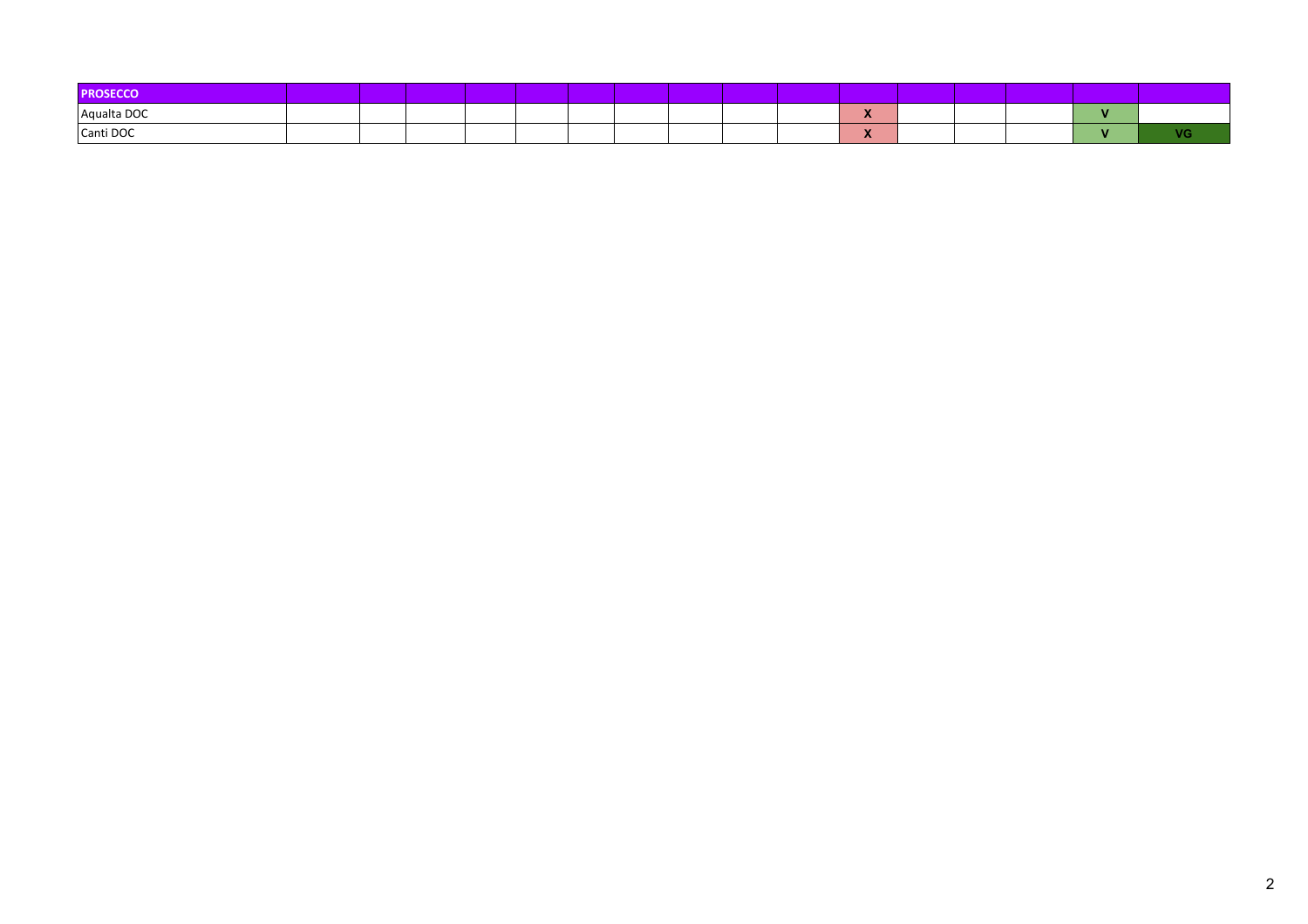| PROSECCO | | | | | | | | | | | | | | | | |
|---|---|---|---|---|---|---|---|---|---|---|---|---|---|---|---|---|
| Aqualta DOC | | | | | | | | | | | X | | | | V | |
| Canti DOC | | | | | | | | | | | X | | | | V | VG |